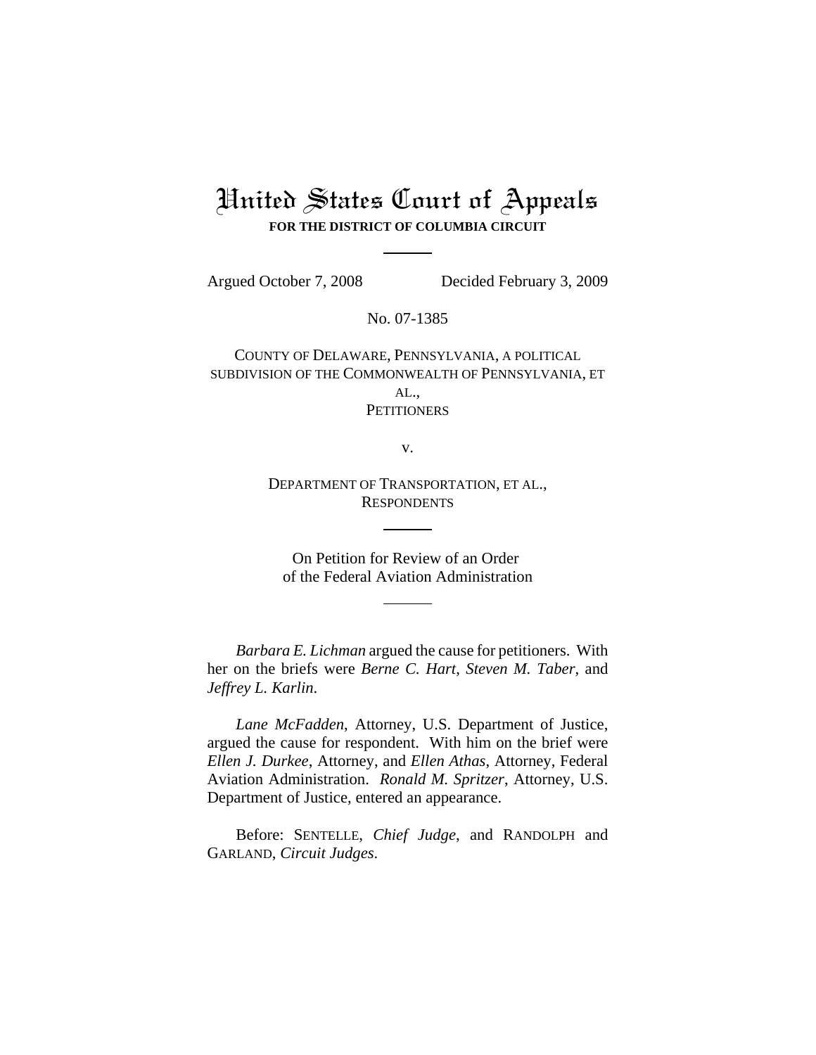# United States Court of Appeals

**FOR THE DISTRICT OF COLUMBIA CIRCUIT**

---

Argued October 7, 2008 Decided February 3, 2009

No. 07-1385

COUNTY OF DELAWARE, PENNSYLVANIA, A POLITICAL SUBDIVISION OF THE COMMONWEALTH OF PENNSYLVANIA, ET AL.,
PETITIONERS

v.

DEPARTMENT OF TRANSPORTATION, ET AL.,
RESPONDENTS

---

On Petition for Review of an Order
of the Federal Aviation Administration

---

*Barbara E. Lichman* argued the cause for petitioners. With her on the briefs were *Berne C. Hart*, *Steven M. Taber*, and *Jeffrey L. Karlin*.

*Lane McFadden*, Attorney, U.S. Department of Justice, argued the cause for respondent. With him on the brief were *Ellen J. Durkee*, Attorney, and *Ellen Athas*, Attorney, Federal Aviation Administration. *Ronald M. Spritzer*, Attorney, U.S. Department of Justice, entered an appearance.

Before: SENTELLE, *Chief Judge*, and RANDOLPH and GARLAND, *Circuit Judges*.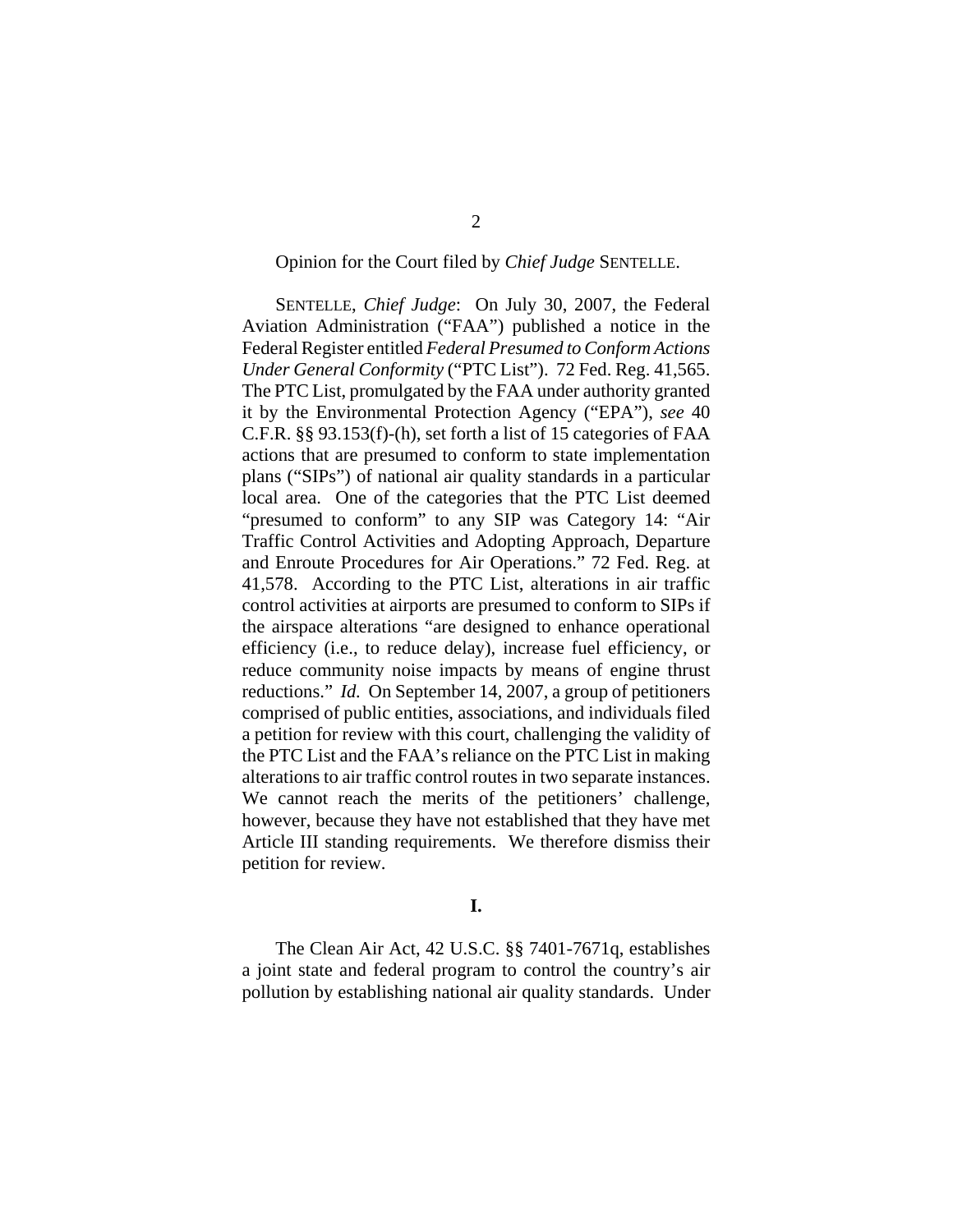Opinion for the Court filed by *Chief Judge* SENTELLE.

SENTELLE, *Chief Judge*: On July 30, 2007, the Federal Aviation Administration ("FAA") published a notice in the Federal Register entitled *Federal Presumed to Conform Actions Under General Conformity* ("PTC List"). 72 Fed. Reg. 41,565. The PTC List, promulgated by the FAA under authority granted it by the Environmental Protection Agency ("EPA"), *see* 40 C.F.R. §§ 93.153(f)-(h), set forth a list of 15 categories of FAA actions that are presumed to conform to state implementation plans ("SIPs") of national air quality standards in a particular local area. One of the categories that the PTC List deemed "presumed to conform" to any SIP was Category 14: "Air Traffic Control Activities and Adopting Approach, Departure and Enroute Procedures for Air Operations." 72 Fed. Reg. at 41,578. According to the PTC List, alterations in air traffic control activities at airports are presumed to conform to SIPs if the airspace alterations "are designed to enhance operational efficiency (i.e., to reduce delay), increase fuel efficiency, or reduce community noise impacts by means of engine thrust reductions." *Id.* On September 14, 2007, a group of petitioners comprised of public entities, associations, and individuals filed a petition for review with this court, challenging the validity of the PTC List and the FAA's reliance on the PTC List in making alterations to air traffic control routes in two separate instances. We cannot reach the merits of the petitioners' challenge, however, because they have not established that they have met Article III standing requirements. We therefore dismiss their petition for review.

**I.**

The Clean Air Act, 42 U.S.C. §§ 7401-7671q, establishes a joint state and federal program to control the country's air pollution by establishing national air quality standards. Under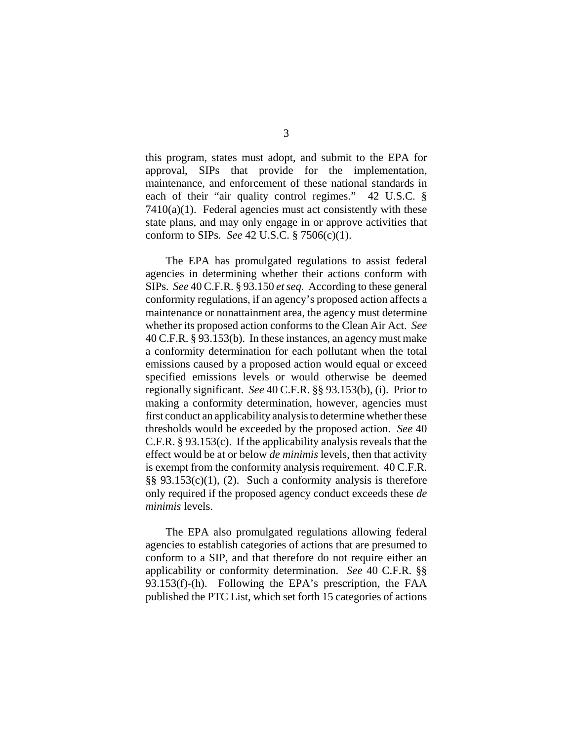this program, states must adopt, and submit to the EPA for approval, SIPs that provide for the implementation, maintenance, and enforcement of these national standards in each of their "air quality control regimes." 42 U.S.C. § 7410(a)(1). Federal agencies must act consistently with these state plans, and may only engage in or approve activities that conform to SIPs. *See* 42 U.S.C. § 7506(c)(1).

The EPA has promulgated regulations to assist federal agencies in determining whether their actions conform with SIPs. *See* 40 C.F.R. § 93.150 *et seq.* According to these general conformity regulations, if an agency's proposed action affects a maintenance or nonattainment area, the agency must determine whether its proposed action conforms to the Clean Air Act. *See* 40 C.F.R. § 93.153(b). In these instances, an agency must make a conformity determination for each pollutant when the total emissions caused by a proposed action would equal or exceed specified emissions levels or would otherwise be deemed regionally significant. *See* 40 C.F.R. §§ 93.153(b), (i). Prior to making a conformity determination, however, agencies must first conduct an applicability analysis to determine whether these thresholds would be exceeded by the proposed action. *See* 40 C.F.R. § 93.153(c). If the applicability analysis reveals that the effect would be at or below *de minimis* levels, then that activity is exempt from the conformity analysis requirement. 40 C.F.R. §§ 93.153(c)(1), (2). Such a conformity analysis is therefore only required if the proposed agency conduct exceeds these *de minimis* levels.

The EPA also promulgated regulations allowing federal agencies to establish categories of actions that are presumed to conform to a SIP, and that therefore do not require either an applicability or conformity determination. *See* 40 C.F.R. §§ 93.153(f)-(h). Following the EPA's prescription, the FAA published the PTC List, which set forth 15 categories of actions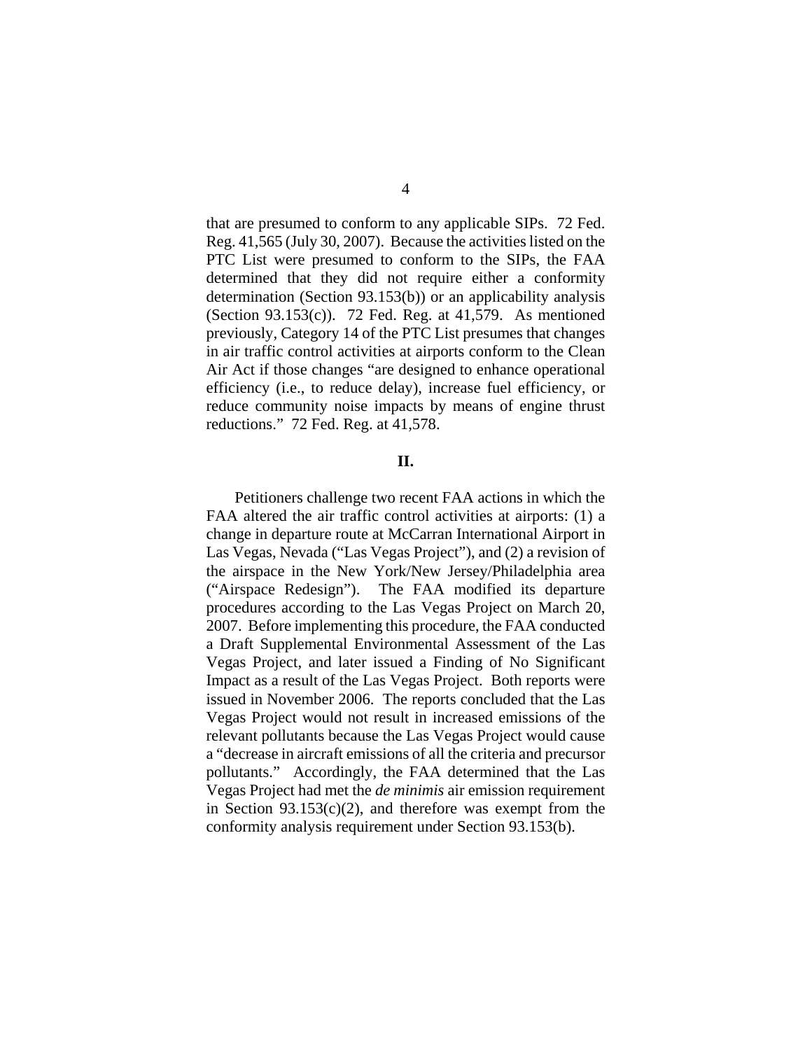that are presumed to conform to any applicable SIPs. 72 Fed. Reg. 41,565 (July 30, 2007). Because the activities listed on the PTC List were presumed to conform to the SIPs, the FAA determined that they did not require either a conformity determination (Section 93.153(b)) or an applicability analysis (Section 93.153(c)). 72 Fed. Reg. at 41,579. As mentioned previously, Category 14 of the PTC List presumes that changes in air traffic control activities at airports conform to the Clean Air Act if those changes "are designed to enhance operational efficiency (i.e., to reduce delay), increase fuel efficiency, or reduce community noise impacts by means of engine thrust reductions." 72 Fed. Reg. at 41,578.

## II.

Petitioners challenge two recent FAA actions in which the FAA altered the air traffic control activities at airports: (1) a change in departure route at McCarran International Airport in Las Vegas, Nevada ("Las Vegas Project"), and (2) a revision of the airspace in the New York/New Jersey/Philadelphia area ("Airspace Redesign"). The FAA modified its departure procedures according to the Las Vegas Project on March 20, 2007. Before implementing this procedure, the FAA conducted a Draft Supplemental Environmental Assessment of the Las Vegas Project, and later issued a Finding of No Significant Impact as a result of the Las Vegas Project. Both reports were issued in November 2006. The reports concluded that the Las Vegas Project would not result in increased emissions of the relevant pollutants because the Las Vegas Project would cause a "decrease in aircraft emissions of all the criteria and precursor pollutants." Accordingly, the FAA determined that the Las Vegas Project had met the *de minimis* air emission requirement in Section 93.153(c)(2), and therefore was exempt from the conformity analysis requirement under Section 93.153(b).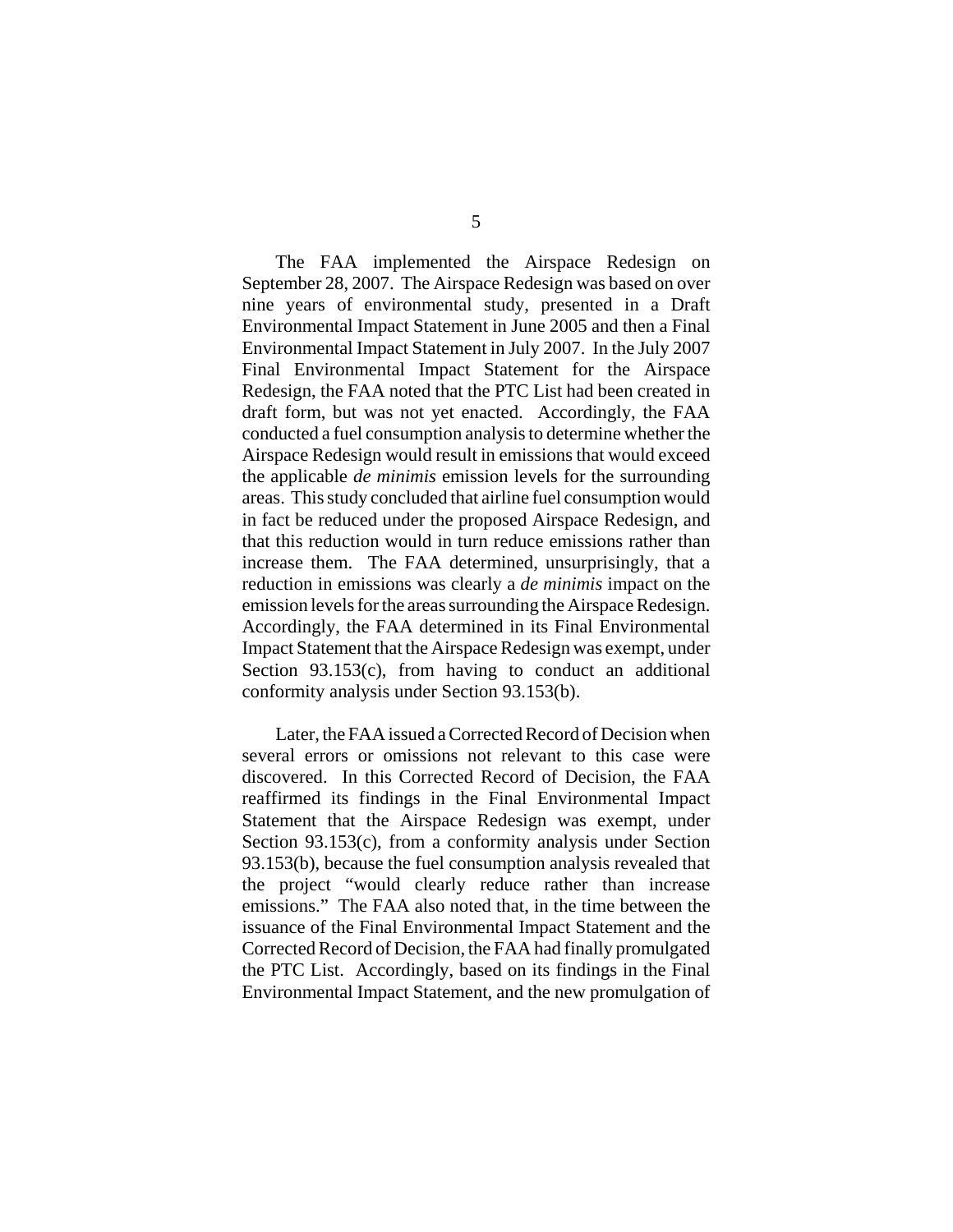The FAA implemented the Airspace Redesign on September 28, 2007. The Airspace Redesign was based on over nine years of environmental study, presented in a Draft Environmental Impact Statement in June 2005 and then a Final Environmental Impact Statement in July 2007. In the July 2007 Final Environmental Impact Statement for the Airspace Redesign, the FAA noted that the PTC List had been created in draft form, but was not yet enacted. Accordingly, the FAA conducted a fuel consumption analysis to determine whether the Airspace Redesign would result in emissions that would exceed the applicable *de minimis* emission levels for the surrounding areas. This study concluded that airline fuel consumption would in fact be reduced under the proposed Airspace Redesign, and that this reduction would in turn reduce emissions rather than increase them. The FAA determined, unsurprisingly, that a reduction in emissions was clearly a *de minimis* impact on the emission levels for the areas surrounding the Airspace Redesign. Accordingly, the FAA determined in its Final Environmental Impact Statement that the Airspace Redesign was exempt, under Section 93.153(c), from having to conduct an additional conformity analysis under Section 93.153(b).

Later, the FAA issued a Corrected Record of Decision when several errors or omissions not relevant to this case were discovered. In this Corrected Record of Decision, the FAA reaffirmed its findings in the Final Environmental Impact Statement that the Airspace Redesign was exempt, under Section 93.153(c), from a conformity analysis under Section 93.153(b), because the fuel consumption analysis revealed that the project "would clearly reduce rather than increase emissions." The FAA also noted that, in the time between the issuance of the Final Environmental Impact Statement and the Corrected Record of Decision, the FAA had finally promulgated the PTC List. Accordingly, based on its findings in the Final Environmental Impact Statement, and the new promulgation of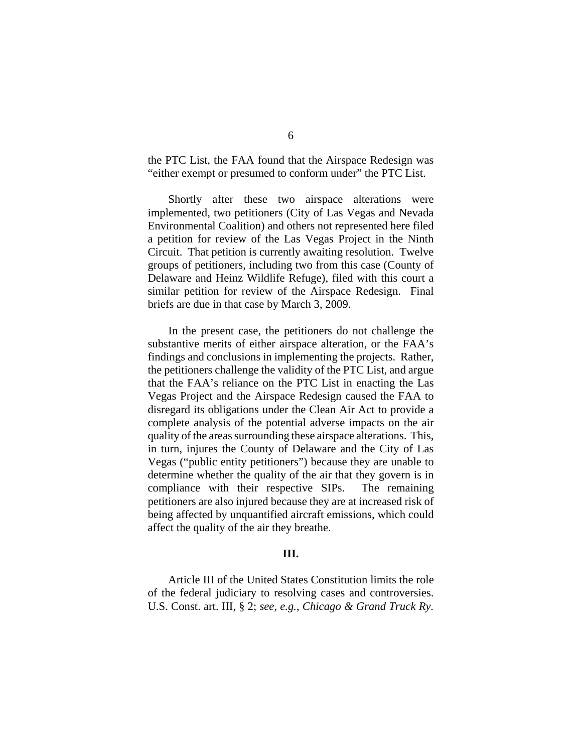the PTC List, the FAA found that the Airspace Redesign was "either exempt or presumed to conform under" the PTC List.

Shortly after these two airspace alterations were implemented, two petitioners (City of Las Vegas and Nevada Environmental Coalition) and others not represented here filed a petition for review of the Las Vegas Project in the Ninth Circuit. That petition is currently awaiting resolution. Twelve groups of petitioners, including two from this case (County of Delaware and Heinz Wildlife Refuge), filed with this court a similar petition for review of the Airspace Redesign. Final briefs are due in that case by March 3, 2009.

In the present case, the petitioners do not challenge the substantive merits of either airspace alteration, or the FAA's findings and conclusions in implementing the projects. Rather, the petitioners challenge the validity of the PTC List, and argue that the FAA's reliance on the PTC List in enacting the Las Vegas Project and the Airspace Redesign caused the FAA to disregard its obligations under the Clean Air Act to provide a complete analysis of the potential adverse impacts on the air quality of the areas surrounding these airspace alterations. This, in turn, injures the County of Delaware and the City of Las Vegas ("public entity petitioners") because they are unable to determine whether the quality of the air that they govern is in compliance with their respective SIPs. The remaining petitioners are also injured because they are at increased risk of being affected by unquantified aircraft emissions, which could affect the quality of the air they breathe.

## III.

Article III of the United States Constitution limits the role of the federal judiciary to resolving cases and controversies. U.S. Const. art. III, § 2; *see, e.g.*, *Chicago & Grand Truck Ry.*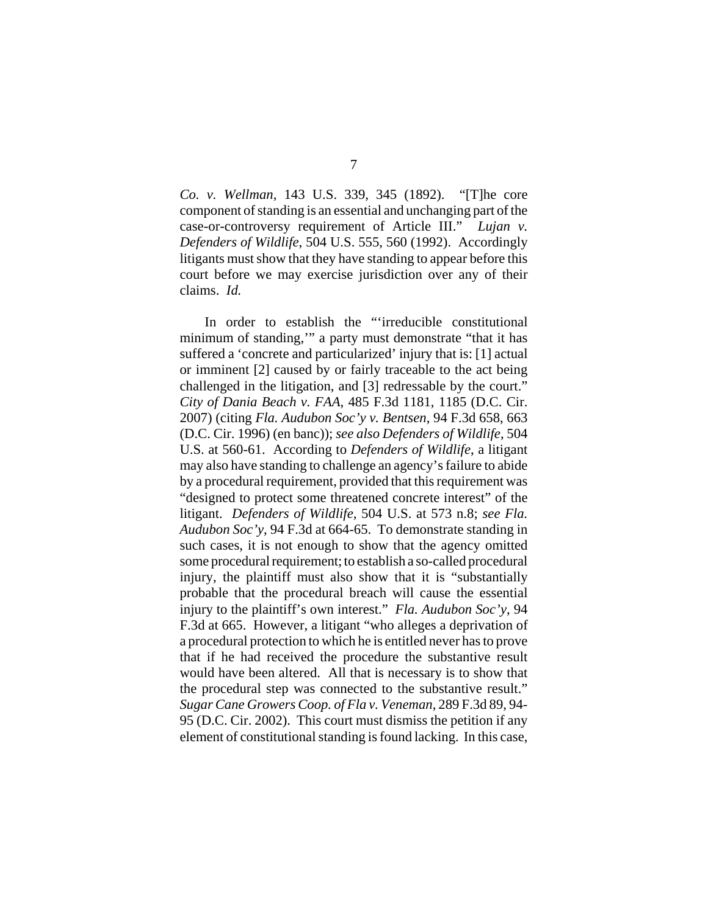*Co. v. Wellman*, 143 U.S. 339, 345 (1892). "[T]he core component of standing is an essential and unchanging part of the case-or-controversy requirement of Article III." *Lujan v. Defenders of Wildlife*, 504 U.S. 555, 560 (1992). Accordingly litigants must show that they have standing to appear before this court before we may exercise jurisdiction over any of their claims. *Id.*

In order to establish the "'irreducible constitutional minimum of standing,'" a party must demonstrate "that it has suffered a 'concrete and particularized' injury that is: [1] actual or imminent [2] caused by or fairly traceable to the act being challenged in the litigation, and [3] redressable by the court." *City of Dania Beach v. FAA*, 485 F.3d 1181, 1185 (D.C. Cir. 2007) (citing *Fla. Audubon Soc'y v. Bentsen*, 94 F.3d 658, 663 (D.C. Cir. 1996) (en banc)); *see also Defenders of Wildlife*, 504 U.S. at 560-61. According to *Defenders of Wildlife*, a litigant may also have standing to challenge an agency's failure to abide by a procedural requirement, provided that this requirement was "designed to protect some threatened concrete interest" of the litigant. *Defenders of Wildlife*, 504 U.S. at 573 n.8; *see Fla. Audubon Soc'y*, 94 F.3d at 664-65. To demonstrate standing in such cases, it is not enough to show that the agency omitted some procedural requirement; to establish a so-called procedural injury, the plaintiff must also show that it is "substantially probable that the procedural breach will cause the essential injury to the plaintiff's own interest." *Fla. Audubon Soc'y*, 94 F.3d at 665. However, a litigant "who alleges a deprivation of a procedural protection to which he is entitled never has to prove that if he had received the procedure the substantive result would have been altered. All that is necessary is to show that the procedural step was connected to the substantive result." *Sugar Cane Growers Coop. of Fla v. Veneman*, 289 F.3d 89, 94-95 (D.C. Cir. 2002). This court must dismiss the petition if any element of constitutional standing is found lacking. In this case,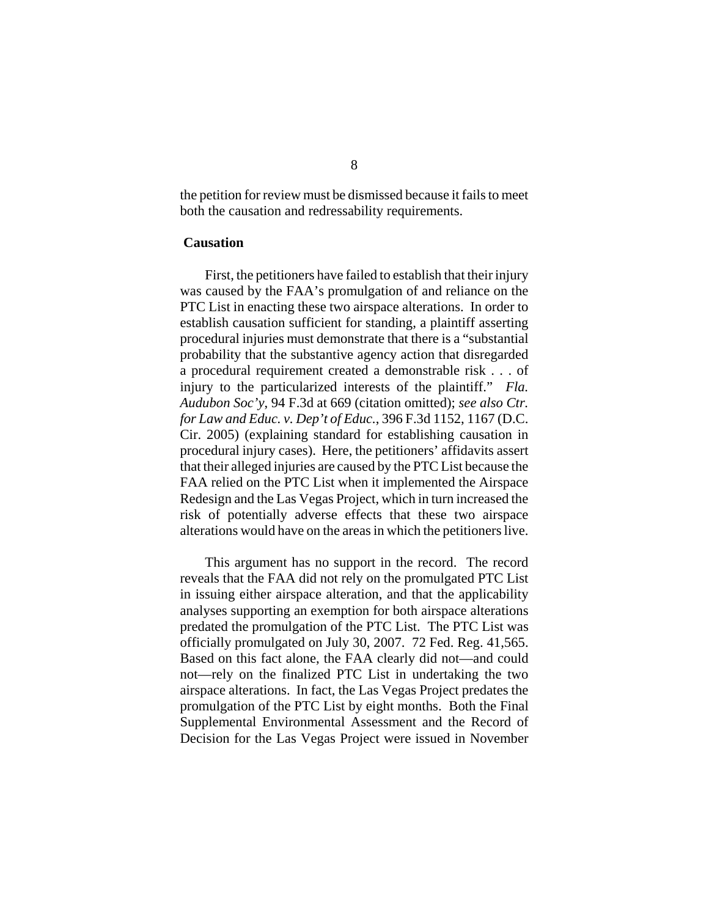the petition for review must be dismissed because it fails to meet both the causation and redressability requirements.

**Causation**

First, the petitioners have failed to establish that their injury was caused by the FAA's promulgation of and reliance on the PTC List in enacting these two airspace alterations. In order to establish causation sufficient for standing, a plaintiff asserting procedural injuries must demonstrate that there is a "substantial probability that the substantive agency action that disregarded a procedural requirement created a demonstrable risk . . . of injury to the particularized interests of the plaintiff." *Fla. Audubon Soc'y*, 94 F.3d at 669 (citation omitted); *see also Ctr. for Law and Educ. v. Dep't of Educ.*, 396 F.3d 1152, 1167 (D.C. Cir. 2005) (explaining standard for establishing causation in procedural injury cases). Here, the petitioners' affidavits assert that their alleged injuries are caused by the PTC List because the FAA relied on the PTC List when it implemented the Airspace Redesign and the Las Vegas Project, which in turn increased the risk of potentially adverse effects that these two airspace alterations would have on the areas in which the petitioners live.

This argument has no support in the record. The record reveals that the FAA did not rely on the promulgated PTC List in issuing either airspace alteration, and that the applicability analyses supporting an exemption for both airspace alterations predated the promulgation of the PTC List. The PTC List was officially promulgated on July 30, 2007. 72 Fed. Reg. 41,565. Based on this fact alone, the FAA clearly did not—and could not—rely on the finalized PTC List in undertaking the two airspace alterations. In fact, the Las Vegas Project predates the promulgation of the PTC List by eight months. Both the Final Supplemental Environmental Assessment and the Record of Decision for the Las Vegas Project were issued in November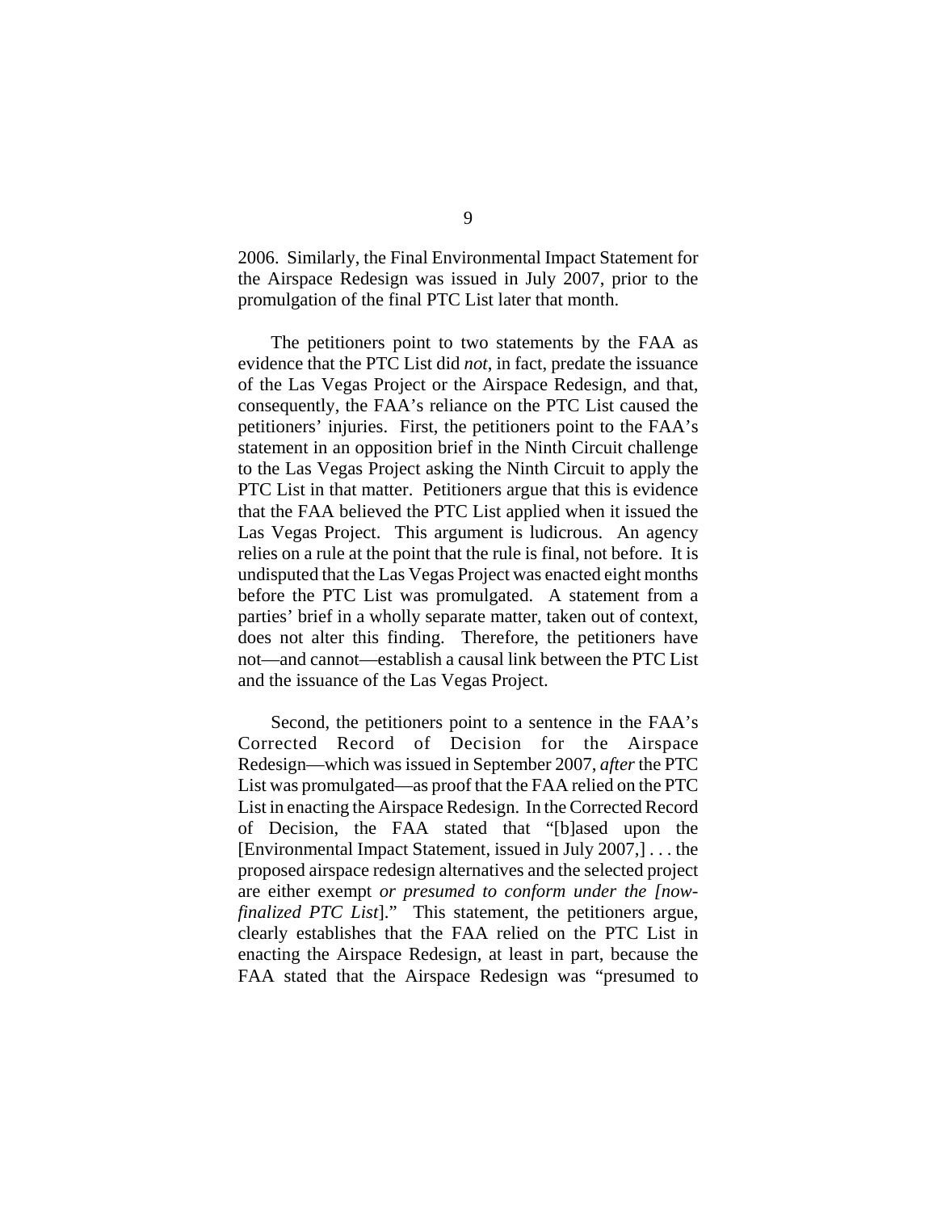2006. Similarly, the Final Environmental Impact Statement for the Airspace Redesign was issued in July 2007, prior to the promulgation of the final PTC List later that month.

The petitioners point to two statements by the FAA as evidence that the PTC List did *not*, in fact, predate the issuance of the Las Vegas Project or the Airspace Redesign, and that, consequently, the FAA's reliance on the PTC List caused the petitioners' injuries. First, the petitioners point to the FAA's statement in an opposition brief in the Ninth Circuit challenge to the Las Vegas Project asking the Ninth Circuit to apply the PTC List in that matter. Petitioners argue that this is evidence that the FAA believed the PTC List applied when it issued the Las Vegas Project. This argument is ludicrous. An agency relies on a rule at the point that the rule is final, not before. It is undisputed that the Las Vegas Project was enacted eight months before the PTC List was promulgated. A statement from a parties' brief in a wholly separate matter, taken out of context, does not alter this finding. Therefore, the petitioners have not—and cannot—establish a causal link between the PTC List and the issuance of the Las Vegas Project.

Second, the petitioners point to a sentence in the FAA's Corrected Record of Decision for the Airspace Redesign—which was issued in September 2007, *after* the PTC List was promulgated—as proof that the FAA relied on the PTC List in enacting the Airspace Redesign. In the Corrected Record of Decision, the FAA stated that "[b]ased upon the [Environmental Impact Statement, issued in July 2007,] . . . the proposed airspace redesign alternatives and the selected project are either exempt *or presumed to conform under the [now-finalized PTC List]*." This statement, the petitioners argue, clearly establishes that the FAA relied on the PTC List in enacting the Airspace Redesign, at least in part, because the FAA stated that the Airspace Redesign was "presumed to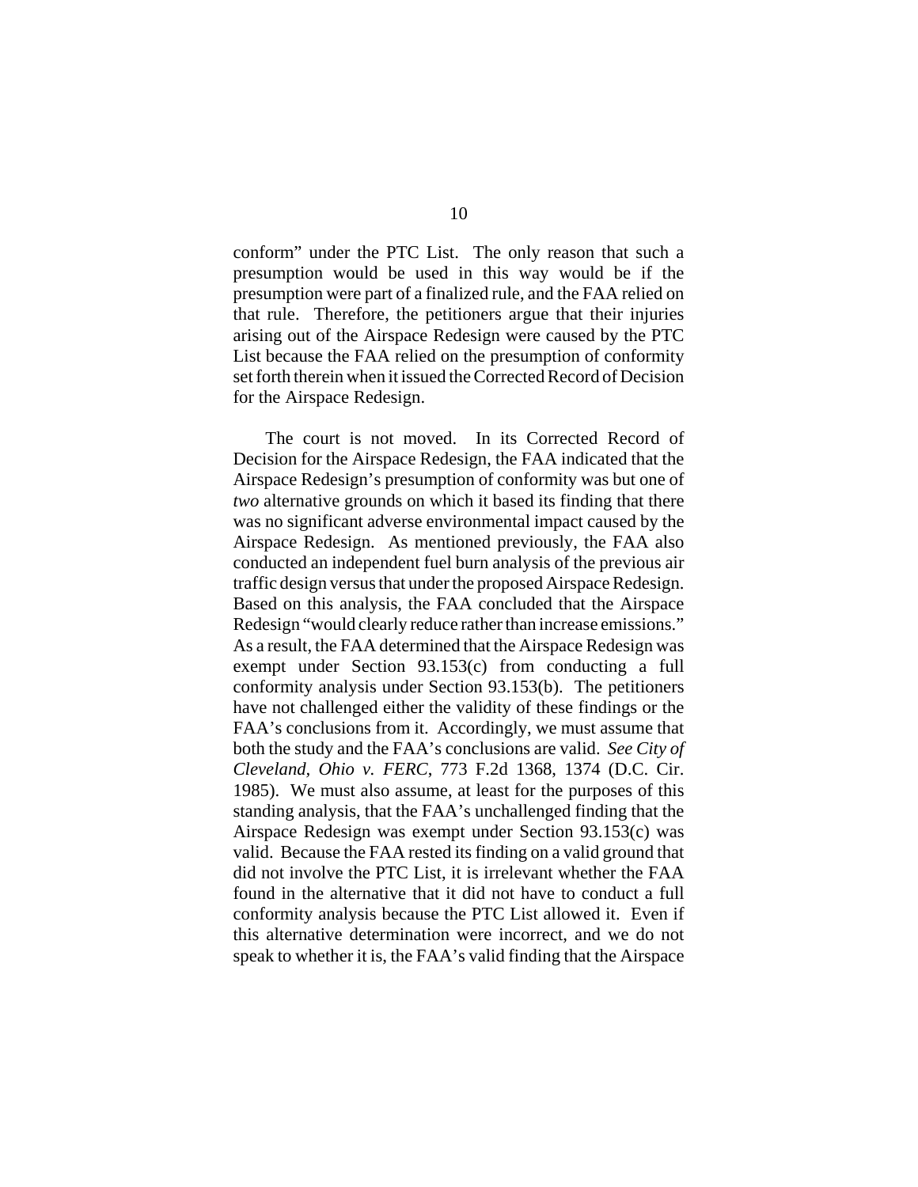conform" under the PTC List. The only reason that such a presumption would be used in this way would be if the presumption were part of a finalized rule, and the FAA relied on that rule. Therefore, the petitioners argue that their injuries arising out of the Airspace Redesign were caused by the PTC List because the FAA relied on the presumption of conformity set forth therein when it issued the Corrected Record of Decision for the Airspace Redesign.

The court is not moved. In its Corrected Record of Decision for the Airspace Redesign, the FAA indicated that the Airspace Redesign's presumption of conformity was but one of *two* alternative grounds on which it based its finding that there was no significant adverse environmental impact caused by the Airspace Redesign. As mentioned previously, the FAA also conducted an independent fuel burn analysis of the previous air traffic design versus that under the proposed Airspace Redesign. Based on this analysis, the FAA concluded that the Airspace Redesign "would clearly reduce rather than increase emissions." As a result, the FAA determined that the Airspace Redesign was exempt under Section 93.153(c) from conducting a full conformity analysis under Section 93.153(b). The petitioners have not challenged either the validity of these findings or the FAA's conclusions from it. Accordingly, we must assume that both the study and the FAA's conclusions are valid. *See City of Cleveland, Ohio v. FERC*, 773 F.2d 1368, 1374 (D.C. Cir. 1985). We must also assume, at least for the purposes of this standing analysis, that the FAA's unchallenged finding that the Airspace Redesign was exempt under Section 93.153(c) was valid. Because the FAA rested its finding on a valid ground that did not involve the PTC List, it is irrelevant whether the FAA found in the alternative that it did not have to conduct a full conformity analysis because the PTC List allowed it. Even if this alternative determination were incorrect, and we do not speak to whether it is, the FAA's valid finding that the Airspace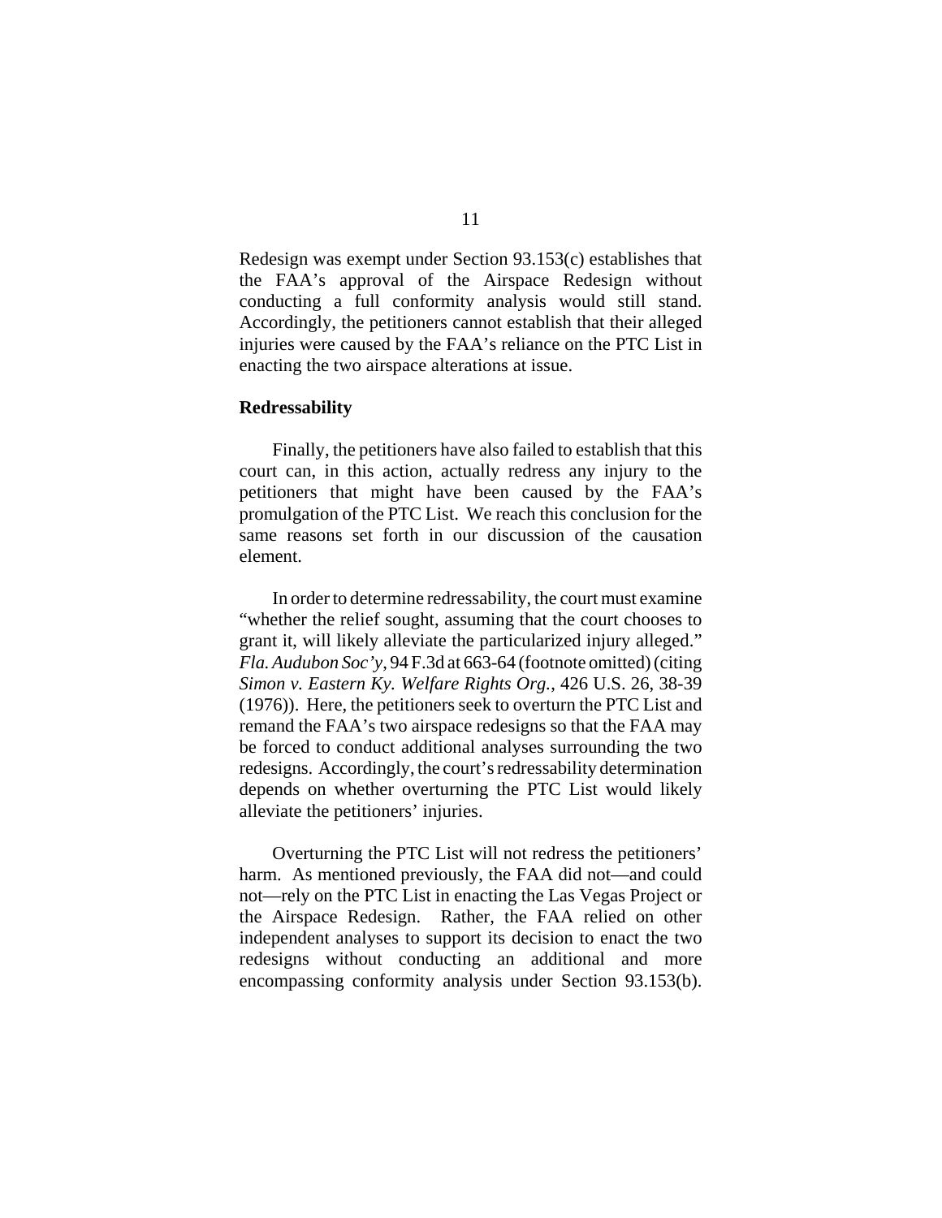Redesign was exempt under Section 93.153(c) establishes that the FAA's approval of the Airspace Redesign without conducting a full conformity analysis would still stand. Accordingly, the petitioners cannot establish that their alleged injuries were caused by the FAA's reliance on the PTC List in enacting the two airspace alterations at issue.

**Redressability**

Finally, the petitioners have also failed to establish that this court can, in this action, actually redress any injury to the petitioners that might have been caused by the FAA's promulgation of the PTC List. We reach this conclusion for the same reasons set forth in our discussion of the causation element.

In order to determine redressability, the court must examine "whether the relief sought, assuming that the court chooses to grant it, will likely alleviate the particularized injury alleged." *Fla. Audubon Soc'y*, 94 F.3d at 663-64 (footnote omitted) (citing *Simon v. Eastern Ky. Welfare Rights Org.*, 426 U.S. 26, 38-39 (1976)). Here, the petitioners seek to overturn the PTC List and remand the FAA's two airspace redesigns so that the FAA may be forced to conduct additional analyses surrounding the two redesigns. Accordingly, the court's redressability determination depends on whether overturning the PTC List would likely alleviate the petitioners' injuries.

Overturning the PTC List will not redress the petitioners' harm. As mentioned previously, the FAA did not—and could not—rely on the PTC List in enacting the Las Vegas Project or the Airspace Redesign. Rather, the FAA relied on other independent analyses to support its decision to enact the two redesigns without conducting an additional and more encompassing conformity analysis under Section 93.153(b).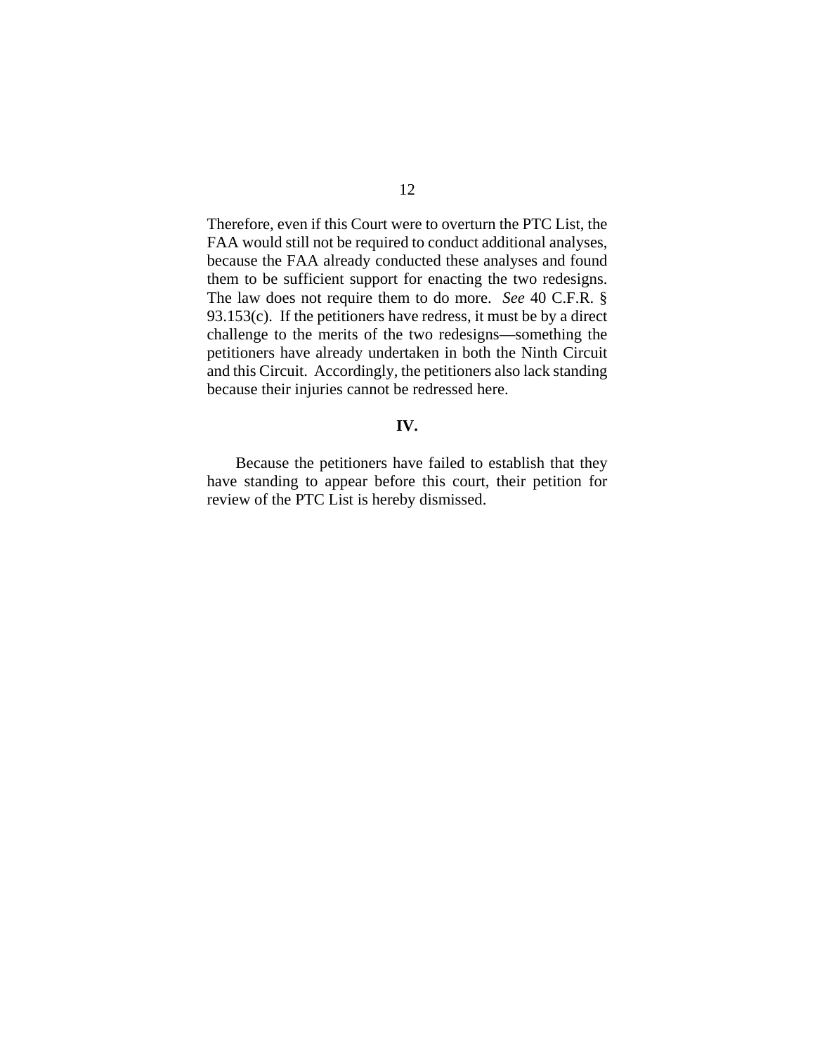Therefore, even if this Court were to overturn the PTC List, the FAA would still not be required to conduct additional analyses, because the FAA already conducted these analyses and found them to be sufficient support for enacting the two redesigns. The law does not require them to do more. *See* 40 C.F.R. § 93.153(c). If the petitioners have redress, it must be by a direct challenge to the merits of the two redesigns—something the petitioners have already undertaken in both the Ninth Circuit and this Circuit. Accordingly, the petitioners also lack standing because their injuries cannot be redressed here.

**IV.**

Because the petitioners have failed to establish that they have standing to appear before this court, their petition for review of the PTC List is hereby dismissed.